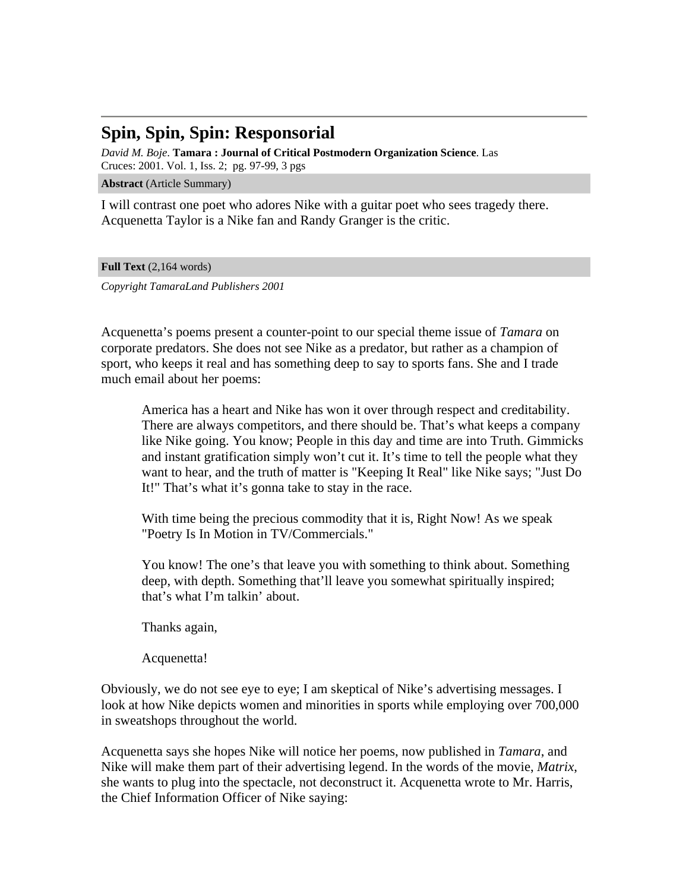# Spin, Spin, Spin: Responsorial

*David M. Boje*. **Tamara : Journal of Critical Postmodern Organization Science**. Las Cruces: 2001. Vol. 1, Iss. 2; pg. 97-99, 3 pgs

**Abstract** (Article Summary)

I will contrast one poet who adores Nike with a guitar poet who sees tragedy there. Acquenetta Taylor is a Nike fan and Randy Granger is the critic.

**Full Text** (2,164 words)

*Copyright TamaraLand Publishers 2001*

Acquenetta's poems present a counter-point to our special theme issue of *Tamara* on corporate predators. She does not see Nike as a predator, but rather as a champion of sport, who keeps it real and has something deep to say to sports fans. She and I trade much email about her poems:

> America has a heart and Nike has won it over through respect and creditability. There are always competitors, and there should be. That's what keeps a company like Nike going. You know; People in this day and time are into Truth. Gimmicks and instant gratification simply won't cut it. It's time to tell the people what they want to hear, and the truth of matter is "Keeping It Real" like Nike says; "Just Do It!" That's what it's gonna take to stay in the race.
>
> With time being the precious commodity that it is, Right Now! As we speak "Poetry Is In Motion in TV/Commercials."
>
> You know! The one's that leave you with something to think about. Something deep, with depth. Something that'll leave you somewhat spiritually inspired; that's what I'm talkin' about.
>
> Thanks again,
>
> Acquenetta!

Obviously, we do not see eye to eye; I am skeptical of Nike's advertising messages. I look at how Nike depicts women and minorities in sports while employing over 700,000 in sweatshops throughout the world.

Acquenetta says she hopes Nike will notice her poems, now published in *Tamara*, and Nike will make them part of their advertising legend. In the words of the movie, *Matrix*, she wants to plug into the spectacle, not deconstruct it. Acquenetta wrote to Mr. Harris, the Chief Information Officer of Nike saying: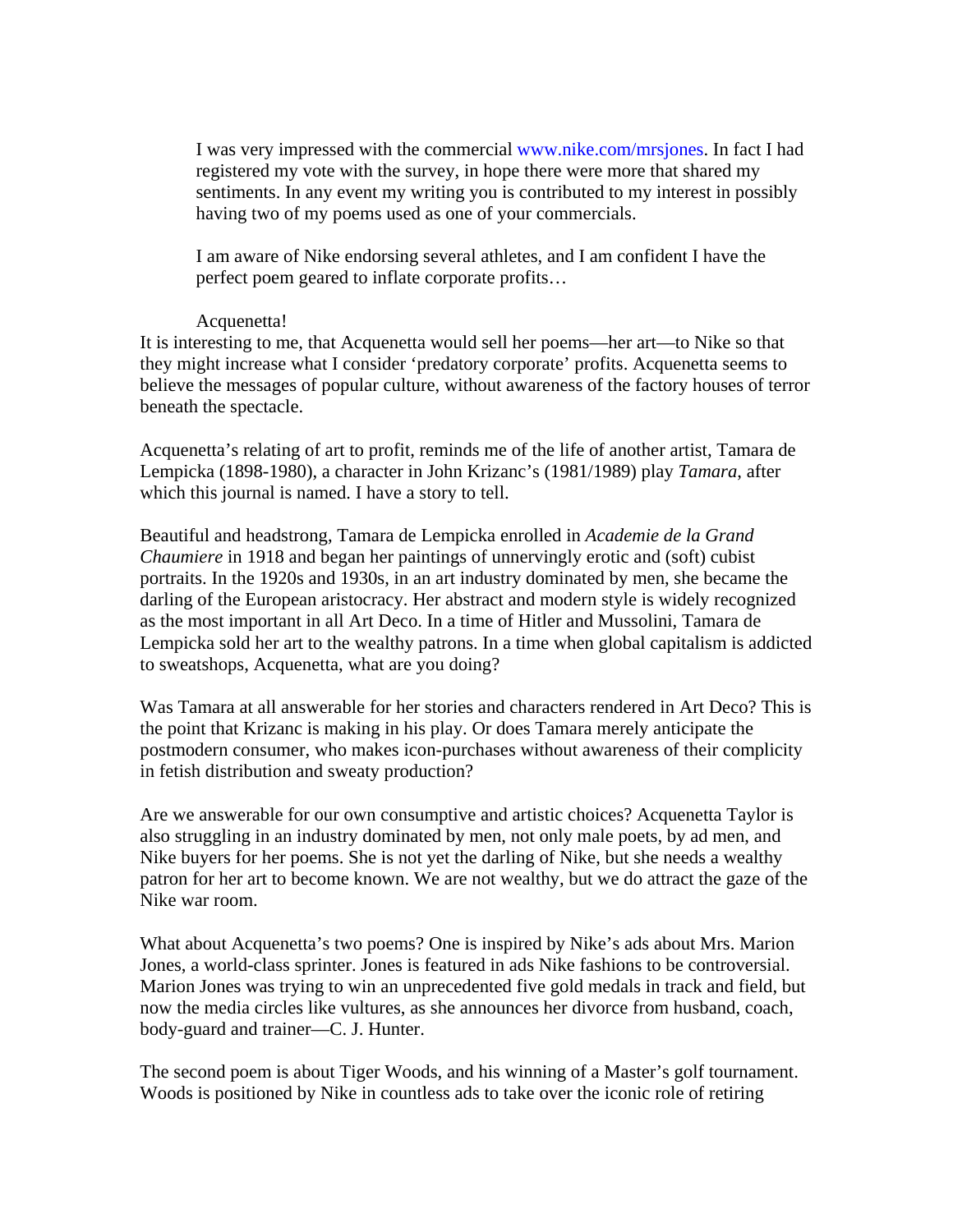> I was very impressed with the commercial www.nike.com/mrsjones. In fact I had registered my vote with the survey, in hope there were more that shared my sentiments. In any event my writing you is contributed to my interest in possibly having two of my poems used as one of your commercials.
>
> I am aware of Nike endorsing several athletes, and I am confident I have the perfect poem geared to inflate corporate profits…
>
> Acquenetta!

It is interesting to me, that Acquenetta would sell her poems—her art—to Nike so that they might increase what I consider 'predatory corporate' profits. Acquenetta seems to believe the messages of popular culture, without awareness of the factory houses of terror beneath the spectacle.

Acquenetta's relating of art to profit, reminds me of the life of another artist, Tamara de Lempicka (1898-1980), a character in John Krizanc's (1981/1989) play *Tamara*, after which this journal is named. I have a story to tell.

Beautiful and headstrong, Tamara de Lempicka enrolled in *Academie de la Grand Chaumiere* in 1918 and began her paintings of unnervingly erotic and (soft) cubist portraits. In the 1920s and 1930s, in an art industry dominated by men, she became the darling of the European aristocracy. Her abstract and modern style is widely recognized as the most important in all Art Deco. In a time of Hitler and Mussolini, Tamara de Lempicka sold her art to the wealthy patrons. In a time when global capitalism is addicted to sweatshops, Acquenetta, what are you doing?

Was Tamara at all answerable for her stories and characters rendered in Art Deco? This is the point that Krizanc is making in his play. Or does Tamara merely anticipate the postmodern consumer, who makes icon-purchases without awareness of their complicity in fetish distribution and sweaty production?

Are we answerable for our own consumptive and artistic choices? Acquenetta Taylor is also struggling in an industry dominated by men, not only male poets, by ad men, and Nike buyers for her poems. She is not yet the darling of Nike, but she needs a wealthy patron for her art to become known. We are not wealthy, but we do attract the gaze of the Nike war room.

What about Acquenetta's two poems? One is inspired by Nike's ads about Mrs. Marion Jones, a world-class sprinter. Jones is featured in ads Nike fashions to be controversial. Marion Jones was trying to win an unprecedented five gold medals in track and field, but now the media circles like vultures, as she announces her divorce from husband, coach, body-guard and trainer—C. J. Hunter.

The second poem is about Tiger Woods, and his winning of a Master's golf tournament. Woods is positioned by Nike in countless ads to take over the iconic role of retiring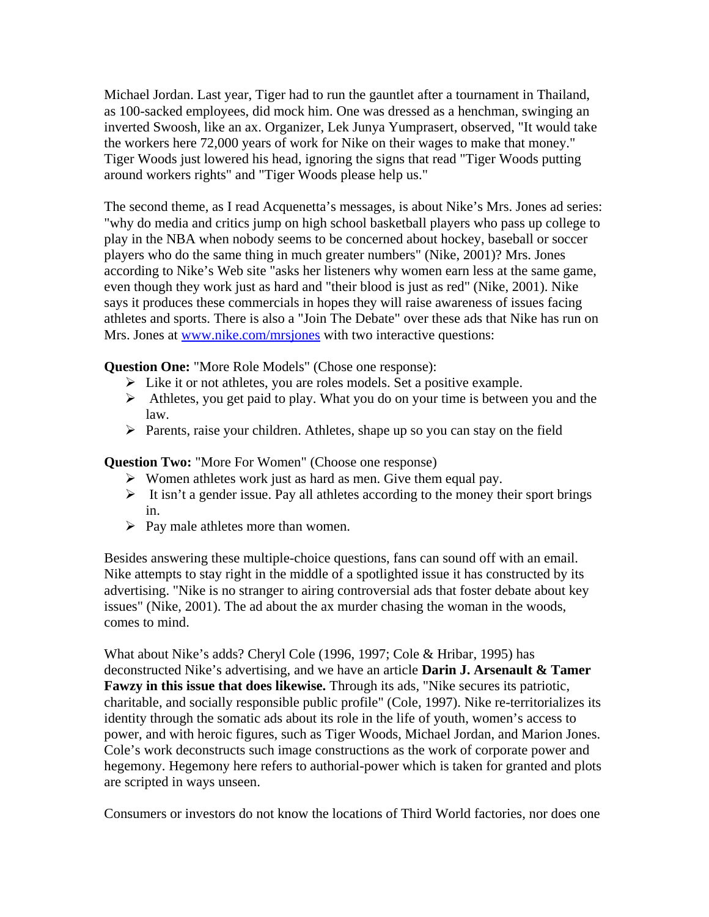Michael Jordan. Last year, Tiger had to run the gauntlet after a tournament in Thailand, as 100-sacked employees, did mock him. One was dressed as a henchman, swinging an inverted Swoosh, like an ax. Organizer, Lek Junya Yumprasert, observed, "It would take the workers here 72,000 years of work for Nike on their wages to make that money." Tiger Woods just lowered his head, ignoring the signs that read "Tiger Woods putting around workers rights" and "Tiger Woods please help us."

The second theme, as I read Acquenetta's messages, is about Nike's Mrs. Jones ad series: "why do media and critics jump on high school basketball players who pass up college to play in the NBA when nobody seems to be concerned about hockey, baseball or soccer players who do the same thing in much greater numbers" (Nike, 2001)? Mrs. Jones according to Nike's Web site "asks her listeners why women earn less at the same game, even though they work just as hard and "their blood is just as red" (Nike, 2001). Nike says it produces these commercials in hopes they will raise awareness of issues facing athletes and sports. There is also a "Join The Debate" over these ads that Nike has run on Mrs. Jones at www.nike.com/mrsjones with two interactive questions:

**Question One:** "More Role Models" (Chose one response):

- Like it or not athletes, you are roles models. Set a positive example.
- Athletes, you get paid to play. What you do on your time is between you and the law.
- Parents, raise your children. Athletes, shape up so you can stay on the field

**Question Two:** "More For Women" (Choose one response)

- Women athletes work just as hard as men. Give them equal pay.
- It isn't a gender issue. Pay all athletes according to the money their sport brings in.
- Pay male athletes more than women.

Besides answering these multiple-choice questions, fans can sound off with an email. Nike attempts to stay right in the middle of a spotlighted issue it has constructed by its advertising. "Nike is no stranger to airing controversial ads that foster debate about key issues" (Nike, 2001). The ad about the ax murder chasing the woman in the woods, comes to mind.

What about Nike's adds? Cheryl Cole (1996, 1997; Cole & Hribar, 1995) has deconstructed Nike's advertising, and we have an article **Darin J. Arsenault & Tamer Fawzy in this issue that does likewise.** Through its ads, "Nike secures its patriotic, charitable, and socially responsible public profile" (Cole, 1997). Nike re-territorializes its identity through the somatic ads about its role in the life of youth, women's access to power, and with heroic figures, such as Tiger Woods, Michael Jordan, and Marion Jones. Cole's work deconstructs such image constructions as the work of corporate power and hegemony. Hegemony here refers to authorial-power which is taken for granted and plots are scripted in ways unseen.

Consumers or investors do not know the locations of Third World factories, nor does one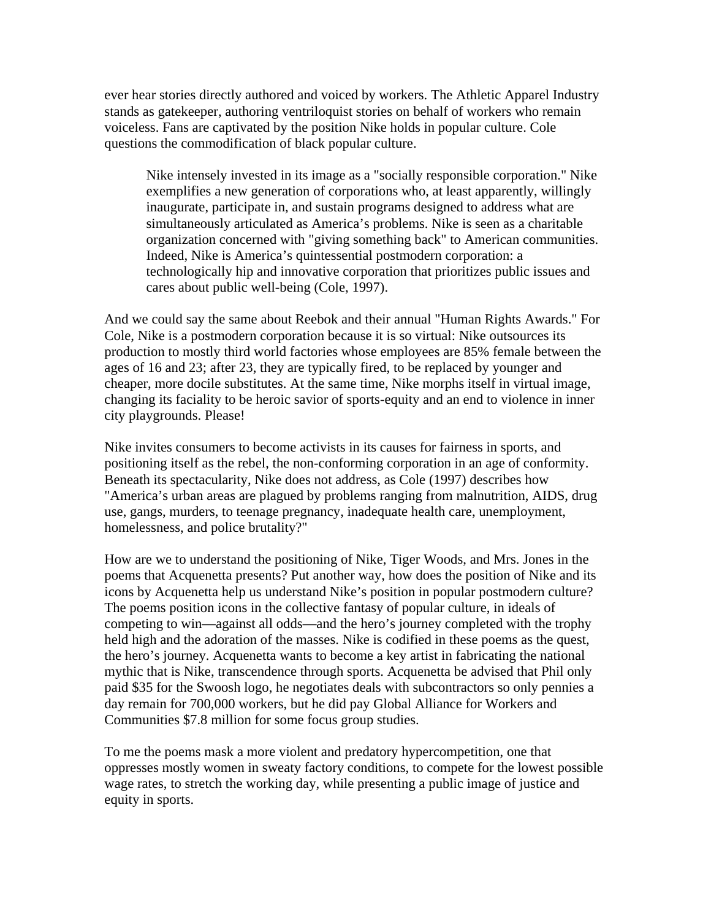ever hear stories directly authored and voiced by workers. The Athletic Apparel Industry stands as gatekeeper, authoring ventriloquist stories on behalf of workers who remain voiceless. Fans are captivated by the position Nike holds in popular culture. Cole questions the commodification of black popular culture.

> Nike intensely invested in its image as a "socially responsible corporation." Nike exemplifies a new generation of corporations who, at least apparently, willingly inaugurate, participate in, and sustain programs designed to address what are simultaneously articulated as America's problems. Nike is seen as a charitable organization concerned with "giving something back" to American communities. Indeed, Nike is America's quintessential postmodern corporation: a technologically hip and innovative corporation that prioritizes public issues and cares about public well-being (Cole, 1997).

And we could say the same about Reebok and their annual "Human Rights Awards." For Cole, Nike is a postmodern corporation because it is so virtual: Nike outsources its production to mostly third world factories whose employees are 85% female between the ages of 16 and 23; after 23, they are typically fired, to be replaced by younger and cheaper, more docile substitutes. At the same time, Nike morphs itself in virtual image, changing its faciality to be heroic savior of sports-equity and an end to violence in inner city playgrounds. Please!

Nike invites consumers to become activists in its causes for fairness in sports, and positioning itself as the rebel, the non-conforming corporation in an age of conformity. Beneath its spectacularity, Nike does not address, as Cole (1997) describes how "America's urban areas are plagued by problems ranging from malnutrition, AIDS, drug use, gangs, murders, to teenage pregnancy, inadequate health care, unemployment, homelessness, and police brutality?"

How are we to understand the positioning of Nike, Tiger Woods, and Mrs. Jones in the poems that Acquenetta presents? Put another way, how does the position of Nike and its icons by Acquenetta help us understand Nike's position in popular postmodern culture? The poems position icons in the collective fantasy of popular culture, in ideals of competing to win—against all odds—and the hero's journey completed with the trophy held high and the adoration of the masses. Nike is codified in these poems as the quest, the hero's journey. Acquenetta wants to become a key artist in fabricating the national mythic that is Nike, transcendence through sports. Acquenetta be advised that Phil only paid $35 for the Swoosh logo, he negotiates deals with subcontractors so only pennies a day remain for 700,000 workers, but he did pay Global Alliance for Workers and Communities $7.8 million for some focus group studies.

To me the poems mask a more violent and predatory hypercompetition, one that oppresses mostly women in sweaty factory conditions, to compete for the lowest possible wage rates, to stretch the working day, while presenting a public image of justice and equity in sports.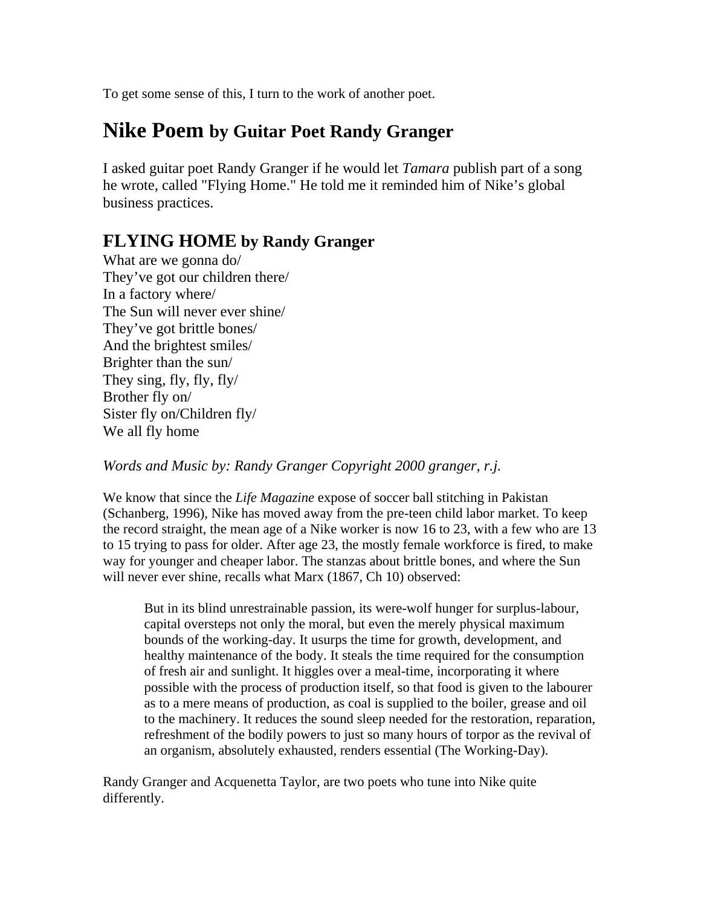To get some sense of this, I turn to the work of another poet.

## Nike Poem by Guitar Poet Randy Granger

I asked guitar poet Randy Granger if he would let *Tamara* publish part of a song he wrote, called "Flying Home." He told me it reminded him of Nike's global business practices.

### FLYING HOME by Randy Granger

What are we gonna do/
They've got our children there/
In a factory where/
The Sun will never ever shine/
They've got brittle bones/
And the brightest smiles/
Brighter than the sun/
They sing, fly, fly, fly/
Brother fly on/
Sister fly on/Children fly/
We all fly home

*Words and Music by: Randy Granger Copyright 2000 granger, r.j.*

We know that since the *Life Magazine* expose of soccer ball stitching in Pakistan (Schanberg, 1996), Nike has moved away from the pre-teen child labor market. To keep the record straight, the mean age of a Nike worker is now 16 to 23, with a few who are 13 to 15 trying to pass for older. After age 23, the mostly female workforce is fired, to make way for younger and cheaper labor. The stanzas about brittle bones, and where the Sun will never ever shine, recalls what Marx (1867, Ch 10) observed:

> But in its blind unrestrainable passion, its were-wolf hunger for surplus-labour, capital oversteps not only the moral, but even the merely physical maximum bounds of the working-day. It usurps the time for growth, development, and healthy maintenance of the body. It steals the time required for the consumption of fresh air and sunlight. It higgles over a meal-time, incorporating it where possible with the process of production itself, so that food is given to the labourer as to a mere means of production, as coal is supplied to the boiler, grease and oil to the machinery. It reduces the sound sleep needed for the restoration, reparation, refreshment of the bodily powers to just so many hours of torpor as the revival of an organism, absolutely exhausted, renders essential (The Working-Day).

Randy Granger and Acquenetta Taylor, are two poets who tune into Nike quite differently.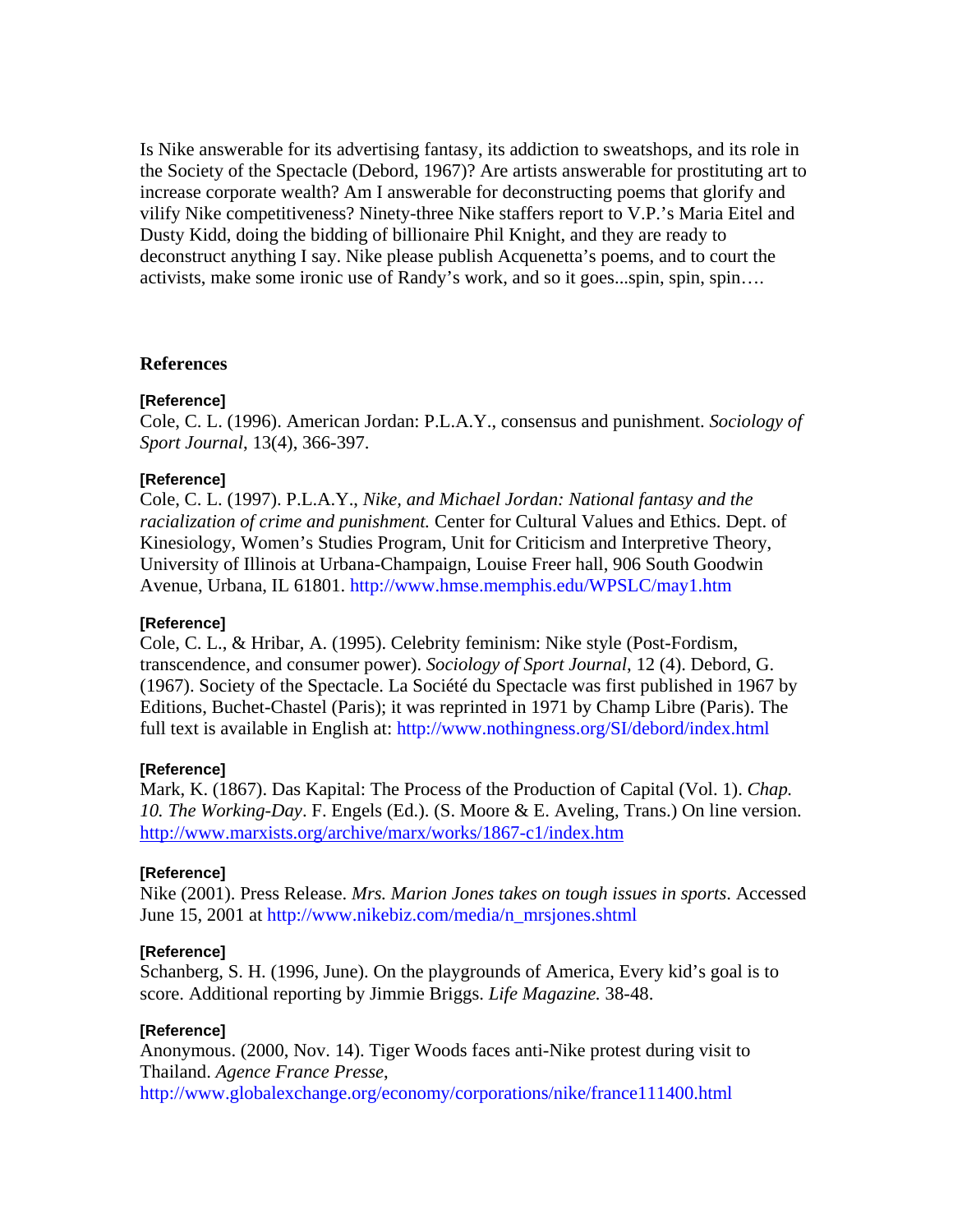Is Nike answerable for its advertising fantasy, its addiction to sweatshops, and its role in the Society of the Spectacle (Debord, 1967)? Are artists answerable for prostituting art to increase corporate wealth? Am I answerable for deconstructing poems that glorify and vilify Nike competitiveness? Ninety-three Nike staffers report to V.P.'s Maria Eitel and Dusty Kidd, doing the bidding of billionaire Phil Knight, and they are ready to deconstruct anything I say. Nike please publish Acquenetta's poems, and to court the activists, make some ironic use of Randy's work, and so it goes...spin, spin, spin….

## References

**[Reference]**
Cole, C. L. (1996). American Jordan: P.L.A.Y., consensus and punishment. *Sociology of Sport Journal*, 13(4), 366-397.

**[Reference]**
Cole, C. L. (1997). P.L.A.Y., *Nike, and Michael Jordan: National fantasy and the racialization of crime and punishment.* Center for Cultural Values and Ethics. Dept. of Kinesiology, Women's Studies Program, Unit for Criticism and Interpretive Theory, University of Illinois at Urbana-Champaign, Louise Freer hall, 906 South Goodwin Avenue, Urbana, IL 61801. http://www.hmse.memphis.edu/WPSLC/may1.htm

**[Reference]**
Cole, C. L., & Hribar, A. (1995). Celebrity feminism: Nike style (Post-Fordism, transcendence, and consumer power). *Sociology of Sport Journal*, 12 (4). Debord, G. (1967). Society of the Spectacle. La Société du Spectacle was first published in 1967 by Editions, Buchet-Chastel (Paris); it was reprinted in 1971 by Champ Libre (Paris). The full text is available in English at: http://www.nothingness.org/SI/debord/index.html

**[Reference]**
Mark, K. (1867). Das Kapital: The Process of the Production of Capital (Vol. 1). *Chap. 10. The Working-Day*. F. Engels (Ed.). (S. Moore & E. Aveling, Trans.) On line version. http://www.marxists.org/archive/marx/works/1867-c1/index.htm

**[Reference]**
Nike (2001). Press Release. *Mrs. Marion Jones takes on tough issues in sports*. Accessed June 15, 2001 at http://www.nikebiz.com/media/n_mrsjones.shtml

**[Reference]**
Schanberg, S. H. (1996, June). On the playgrounds of America, Every kid's goal is to score. Additional reporting by Jimmie Briggs. *Life Magazine.* 38-48.

**[Reference]**
Anonymous. (2000, Nov. 14). Tiger Woods faces anti-Nike protest during visit to Thailand. *Agence France Presse*, http://www.globalexchange.org/economy/corporations/nike/france111400.html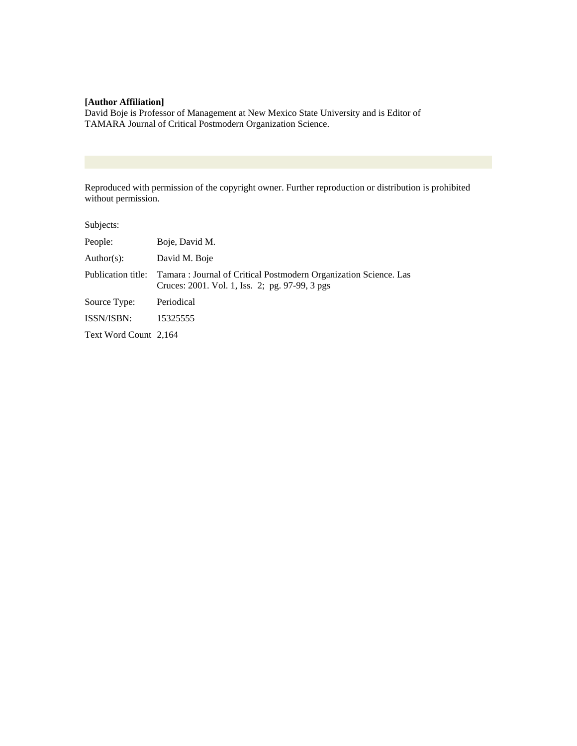**[Author Affiliation]**
David Boje is Professor of Management at New Mexico State University and is Editor of TAMARA Journal of Critical Postmodern Organization Science.

Reproduced with permission of the copyright owner. Further reproduction or distribution is prohibited without permission.

| | |
|---|---|
| Subjects: | |
| People: | Boje, David M. |
| Author(s): | David M. Boje |
| Publication title: | Tamara : Journal of Critical Postmodern Organization Science. Las Cruces: 2001. Vol. 1, Iss. 2; pg. 97-99, 3 pgs |
| Source Type: | Periodical |
| ISSN/ISBN: | 15325555 |
| Text Word Count | 2,164 |